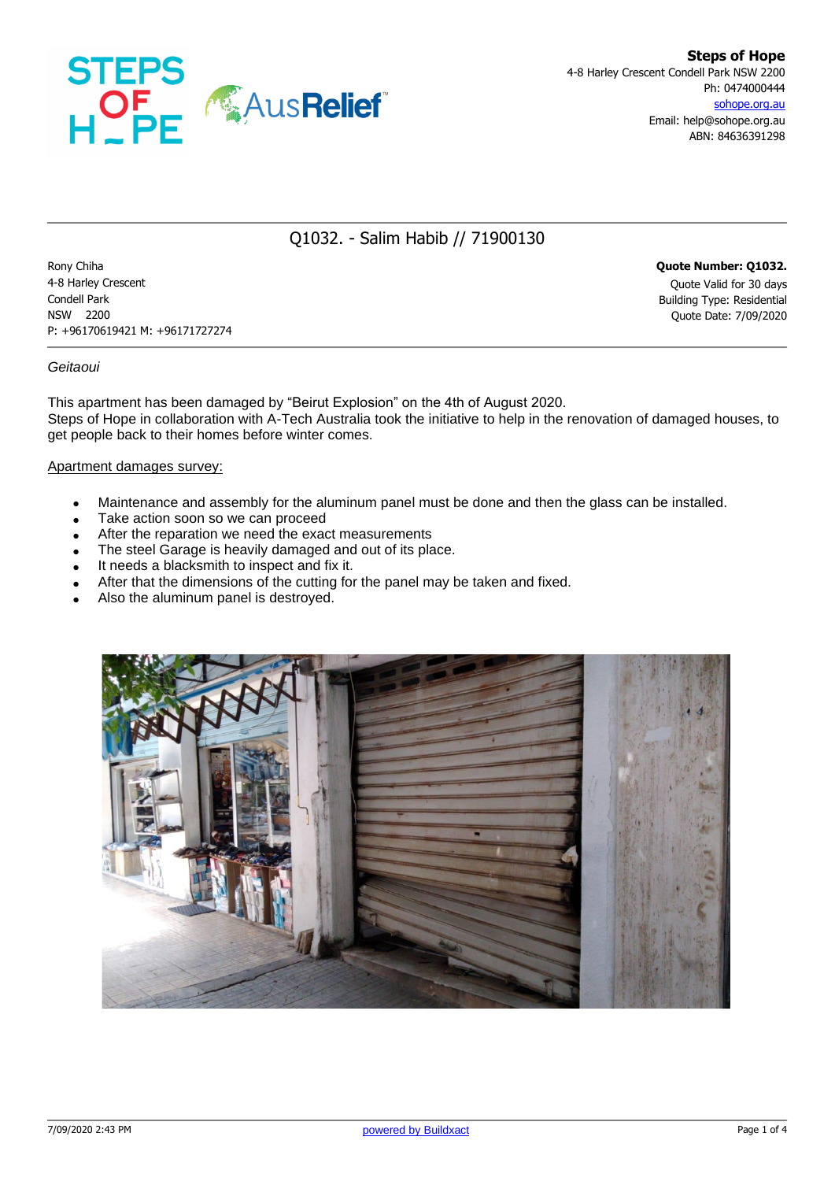**Steps of Hope**
4-8 Harley Crescent Condell Park NSW 2200
Ph: 0474000444
sohope.org.au
Email: help@sohope.org.au
ABN: 84636391298

# Q1032. - Salim Habib // 71900130

Rony Chiha
4-8 Harley Crescent
Condell Park
NSW 2200
P: +96170619421 M: +96171727274

**Quote Number: Q1032.**
Quote Valid for 30 days
Building Type: Residential
Quote Date: 7/09/2020

*Geitaoui*

This apartment has been damaged by "Beirut Explosion" on the 4th of August 2020.
Steps of Hope in collaboration with A-Tech Australia took the initiative to help in the renovation of damaged houses, to get people back to their homes before winter comes.

Apartment damages survey:

- Maintenance and assembly for the aluminum panel must be done and then the glass can be installed.
- Take action soon so we can proceed
- After the reparation we need the exact measurements
- The steel Garage is heavily damaged and out of its place.
- It needs a blacksmith to inspect and fix it.
- After that the dimensions of the cutting for the panel may be taken and fixed.
- Also the aluminum panel is destroyed.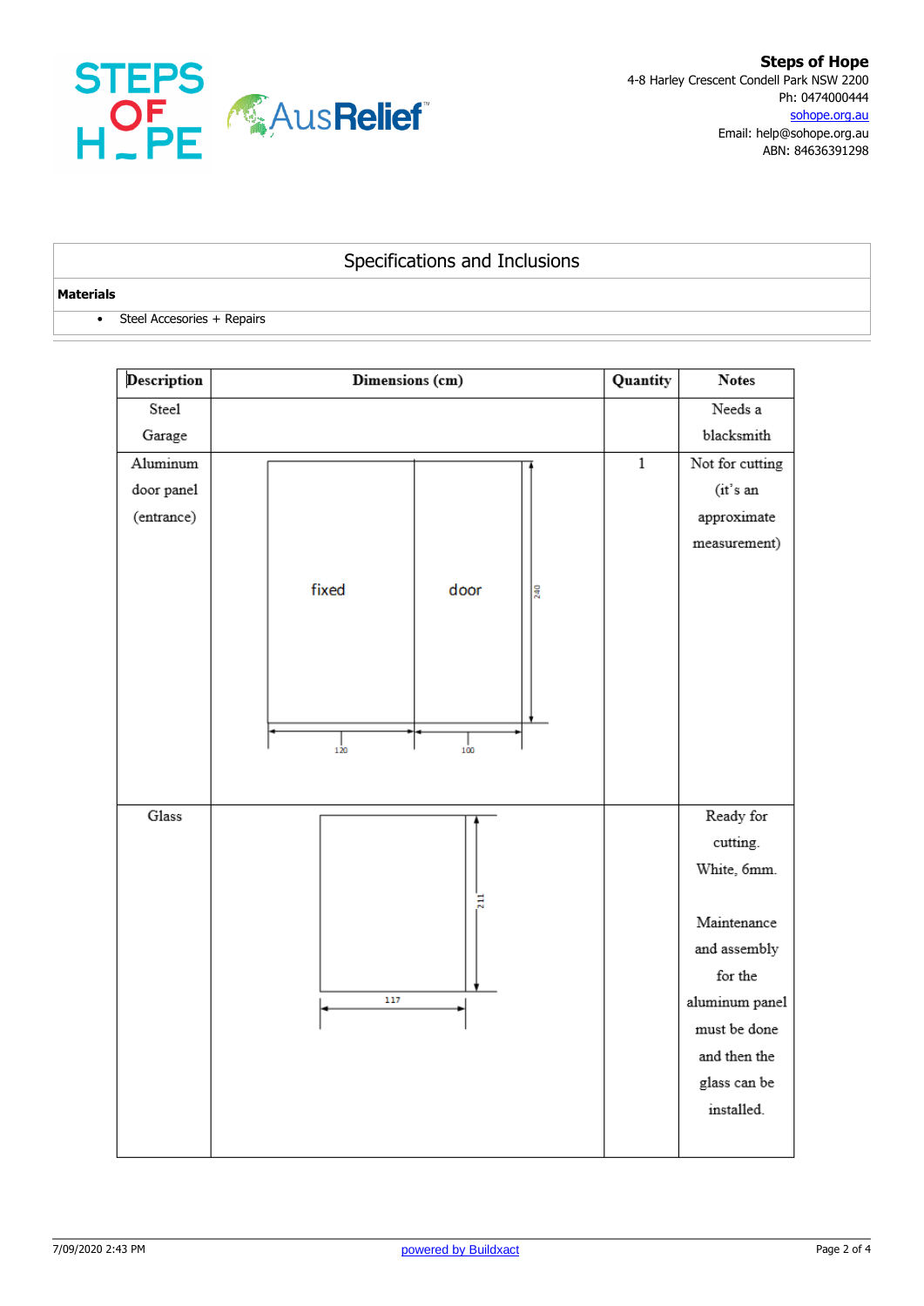Steps of Hope
4-8 Harley Crescent Condell Park NSW 2200
Ph: 0474000444
sohope.org.au
Email: help@sohope.org.au
ABN: 84636391298

## Specifications and Inclusions

**Materials**

- Steel Accesories + Repairs

| Description | Dimensions (cm) | Quantity | Notes |
|---|---|---|---|
| Steel Garage | | | Needs a blacksmith |
| Aluminum door panel (entrance) | fixed 120 / door 100; height 240 | 1 | Not for cutting (it's an approximate measurement) |
| Glass | 117 × 211 | | Ready for cutting. White, 6mm. Maintenance and assembly for the aluminum panel must be done and then the glass can be installed. |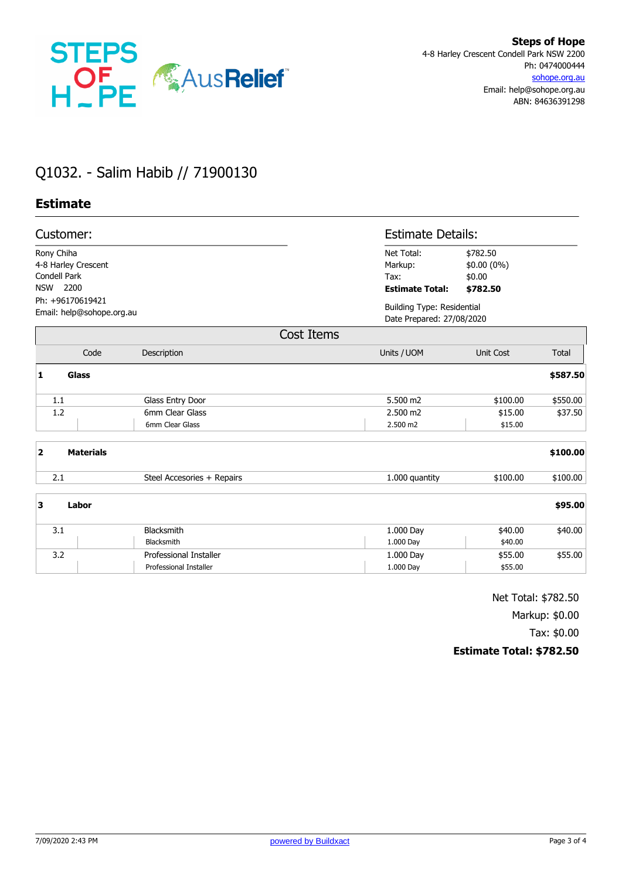**Steps of Hope**
4-8 Harley Crescent Condell Park NSW 2200
Ph: 0474000444
sohope.org.au
Email: help@sohope.org.au
ABN: 84636391298

# Q1032. - Salim Habib // 71900130

## Estimate

### Customer:

Rony Chiha
4-8 Harley Crescent
Condell Park
NSW 2200
Ph: +96170619421
Email: help@sohope.org.au

### Estimate Details:

Net Total: $782.50
Markup: $0.00 (0%)
Tax: $0.00
**Estimate Total: $782.50**

Building Type: Residential
Date Prepared: 27/08/2020

### Cost Items

| Code | Description | Units / UOM | Unit Cost | Total |
|---|---|---|---|---|
| **1** | **Glass** | | | **$587.50** |
| 1.1 | Glass Entry Door | 5.500 m2 | $100.00 | $550.00 |
| 1.2 | 6mm Clear Glass | 2.500 m2 | $15.00 | $37.50 |
| | 6mm Clear Glass | 2.500 m2 | $15.00 | |
| **2** | **Materials** | | | **$100.00** |
| 2.1 | Steel Accesories + Repairs | 1.000 quantity | $100.00 | $100.00 |
| **3** | **Labor** | | | **$95.00** |
| 3.1 | Blacksmith | 1.000 Day | $40.00 | $40.00 |
| | Blacksmith | 1.000 Day | $40.00 | |
| 3.2 | Professional Installer | 1.000 Day | $55.00 | $55.00 |
| | Professional Installer | 1.000 Day | $55.00 | |

Net Total: $782.50
Markup: $0.00
Tax: $0.00
**Estimate Total: $782.50**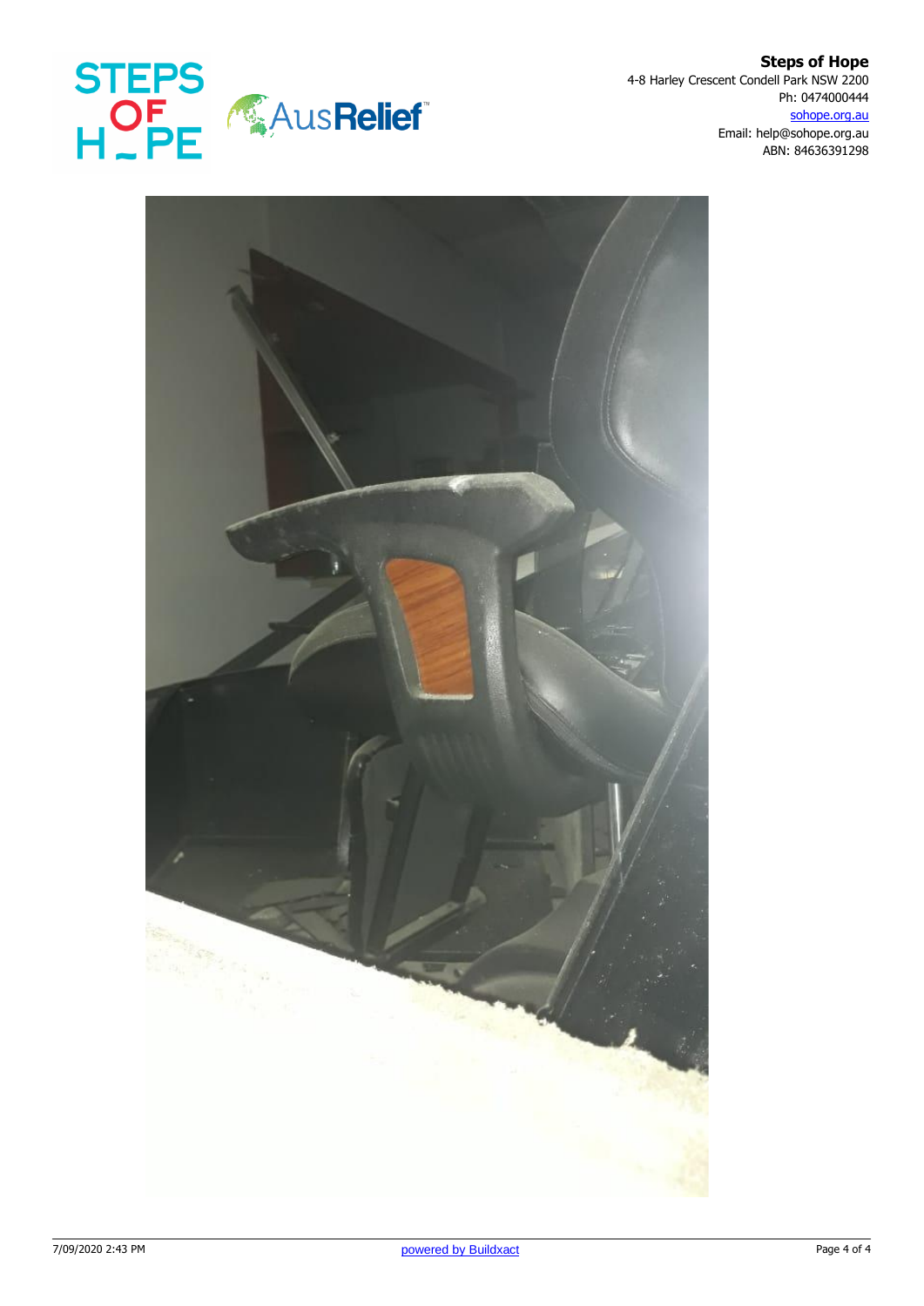**Steps of Hope**
4-8 Harley Crescent Condell Park NSW 2200
Ph: 0474000444
sohope.org.au
Email: help@sohope.org.au
ABN: 84636391298